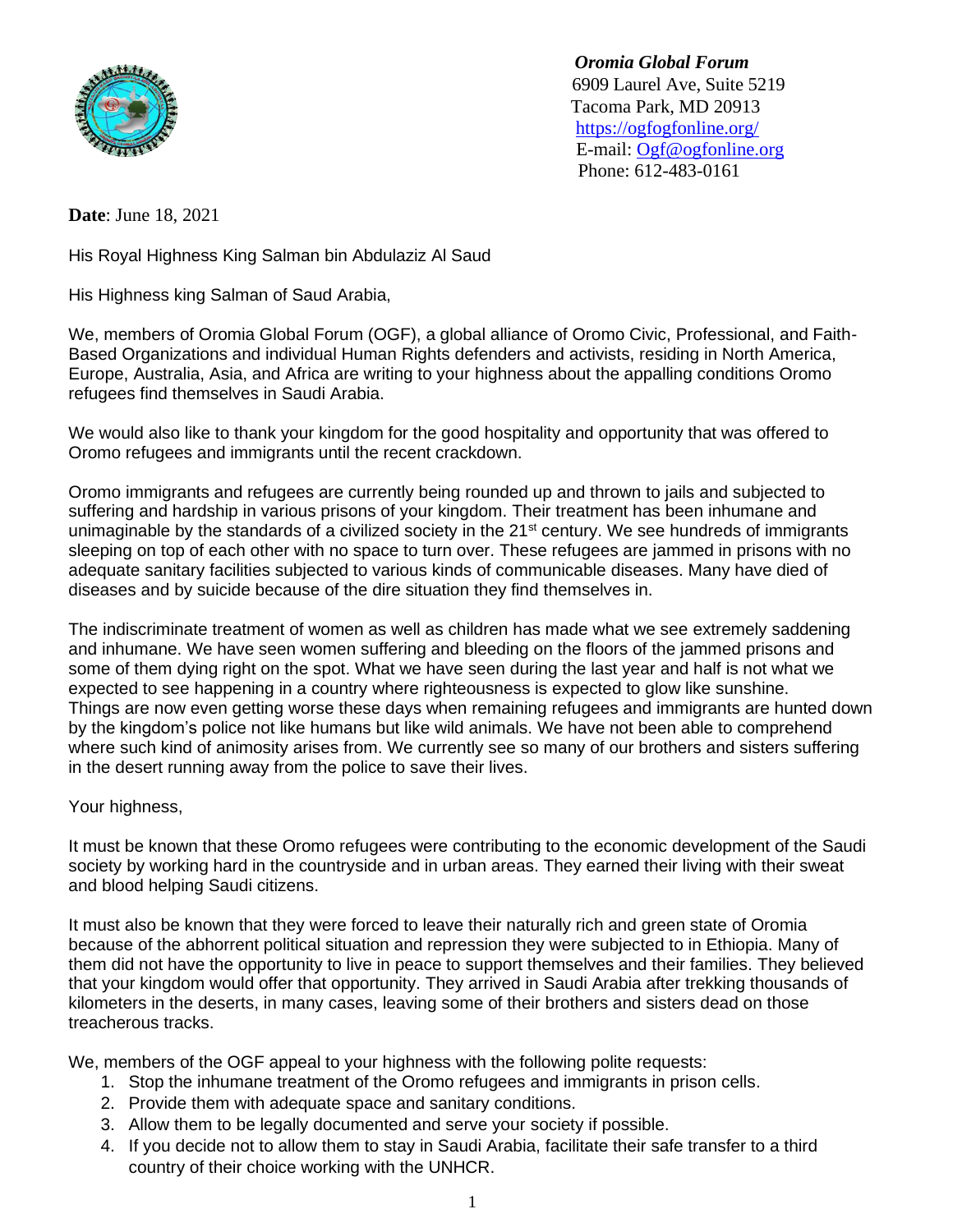***Oromia Global Forum***
6909 Laurel Ave, Suite 5219
Tacoma Park, MD 20913
https://ogfogfonline.org/
E-mail: Ogf@ogfonline.org
Phone: 612-483-0161

**Date**: June 18, 2021

His Royal Highness King Salman bin Abdulaziz Al Saud

His Highness king Salman of Saud Arabia,

We, members of Oromia Global Forum (OGF), a global alliance of Oromo Civic, Professional, and Faith-Based Organizations and individual Human Rights defenders and activists, residing in North America, Europe, Australia, Asia, and Africa are writing to your highness about the appalling conditions Oromo refugees find themselves in Saudi Arabia.

We would also like to thank your kingdom for the good hospitality and opportunity that was offered to Oromo refugees and immigrants until the recent crackdown.

Oromo immigrants and refugees are currently being rounded up and thrown to jails and subjected to suffering and hardship in various prisons of your kingdom. Their treatment has been inhumane and unimaginable by the standards of a civilized society in the 21st century. We see hundreds of immigrants sleeping on top of each other with no space to turn over. These refugees are jammed in prisons with no adequate sanitary facilities subjected to various kinds of communicable diseases. Many have died of diseases and by suicide because of the dire situation they find themselves in.

The indiscriminate treatment of women as well as children has made what we see extremely saddening and inhumane. We have seen women suffering and bleeding on the floors of the jammed prisons and some of them dying right on the spot. What we have seen during the last year and half is not what we expected to see happening in a country where righteousness is expected to glow like sunshine. Things are now even getting worse these days when remaining refugees and immigrants are hunted down by the kingdom's police not like humans but like wild animals. We have not been able to comprehend where such kind of animosity arises from. We currently see so many of our brothers and sisters suffering in the desert running away from the police to save their lives.

Your highness,

It must be known that these Oromo refugees were contributing to the economic development of the Saudi society by working hard in the countryside and in urban areas. They earned their living with their sweat and blood helping Saudi citizens.

It must also be known that they were forced to leave their naturally rich and green state of Oromia because of the abhorrent political situation and repression they were subjected to in Ethiopia. Many of them did not have the opportunity to live in peace to support themselves and their families. They believed that your kingdom would offer that opportunity. They arrived in Saudi Arabia after trekking thousands of kilometers in the deserts, in many cases, leaving some of their brothers and sisters dead on those treacherous tracks.

We, members of the OGF appeal to your highness with the following polite requests:

1. Stop the inhumane treatment of the Oromo refugees and immigrants in prison cells.
2. Provide them with adequate space and sanitary conditions.
3. Allow them to be legally documented and serve your society if possible.
4. If you decide not to allow them to stay in Saudi Arabia, facilitate their safe transfer to a third country of their choice working with the UNHCR.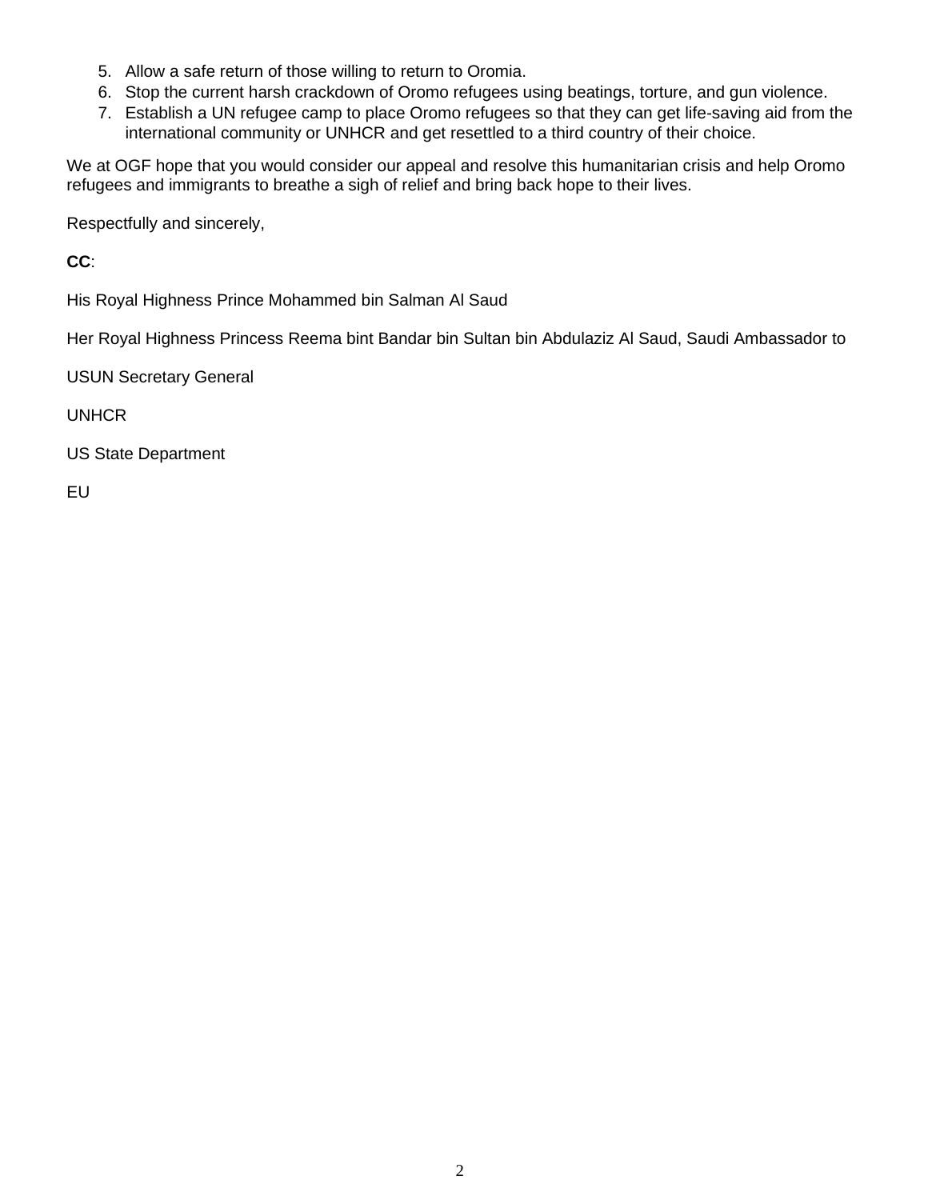5. Allow a safe return of those willing to return to Oromia.
6. Stop the current harsh crackdown of Oromo refugees using beatings, torture, and gun violence.
7. Establish a UN refugee camp to place Oromo refugees so that they can get life-saving aid from the international community or UNHCR and get resettled to a third country of their choice.

We at OGF hope that you would consider our appeal and resolve this humanitarian crisis and help Oromo refugees and immigrants to breathe a sigh of relief and bring back hope to their lives.

Respectfully and sincerely,

**CC**:

His Royal Highness Prince Mohammed bin Salman Al Saud

Her Royal Highness Princess Reema bint Bandar bin Sultan bin Abdulaziz Al Saud, Saudi Ambassador to

USUN Secretary General

UNHCR

US State Department

EU